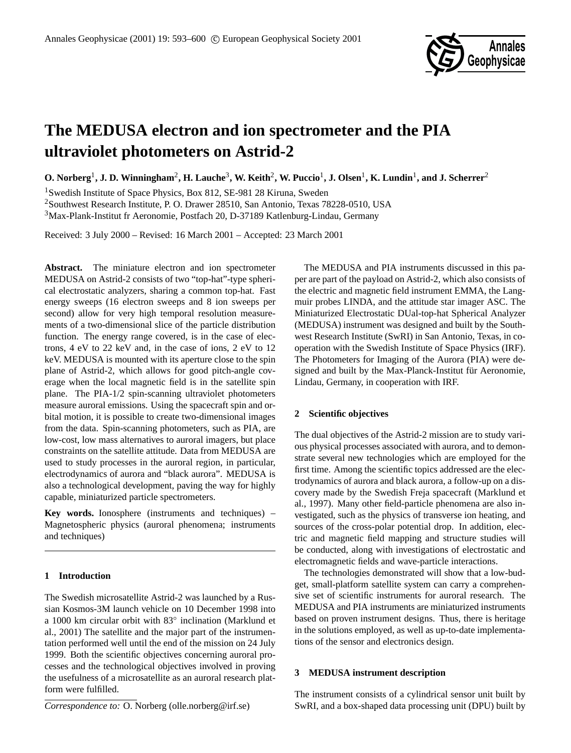# The MEDUSA electron and ion spectrometer and the PIA ultraviolet photometers on Astrid-2

**O. Norberg**[1], **J. D. Winningham**[2], **H. Lauche**[3], **W. Keith**[2], **W. Puccio**[1], **J. Olsen**[1], **K. Lundin**[1], **and J. Scherrer**[2]

[1]Swedish Institute of Space Physics, Box 812, SE-981 28 Kiruna, Sweden

[2]Southwest Research Institute, P. O. Drawer 28510, San Antonio, Texas 78228-0510, USA

[3]Max-Plank-Institut fr Aeronomie, Postfach 20, D-37189 Katlenburg-Lindau, Germany

Received: 3 July 2000 – Revised: 16 March 2001 – Accepted: 23 March 2001

**Abstract.** The miniature electron and ion spectrometer MEDUSA on Astrid-2 consists of two "top-hat"-type spherical electrostatic analyzers, sharing a common top-hat. Fast energy sweeps (16 electron sweeps and 8 ion sweeps per second) allow for very high temporal resolution measurements of a two-dimensional slice of the particle distribution function. The energy range covered, is in the case of electrons, 4 eV to 22 keV and, in the case of ions, 2 eV to 12 keV. MEDUSA is mounted with its aperture close to the spin plane of Astrid-2, which allows for good pitch-angle coverage when the local magnetic field is in the satellite spin plane. The PIA-1/2 spin-scanning ultraviolet photometers measure auroral emissions. Using the spacecraft spin and orbital motion, it is possible to create two-dimensional images from the data. Spin-scanning photometers, such as PIA, are low-cost, low mass alternatives to auroral imagers, but place constraints on the satellite attitude. Data from MEDUSA are used to study processes in the auroral region, in particular, electrodynamics of aurora and "black aurora". MEDUSA is also a technological development, paving the way for highly capable, miniaturized particle spectrometers.

**Key words.** Ionosphere (instruments and techniques) – Magnetospheric physics (auroral phenomena; instruments and techniques)

## 1 Introduction

The Swedish microsatellite Astrid-2 was launched by a Russian Kosmos-3M launch vehicle on 10 December 1998 into a 1000 km circular orbit with 83° inclination (Marklund et al., 2001) The satellite and the major part of the instrumentation performed well until the end of the mission on 24 July 1999. Both the scientific objectives concerning auroral processes and the technological objectives involved in proving the usefulness of a microsatellite as an auroral research platform were fulfilled.

*Correspondence to:* O. Norberg (olle.norberg@irf.se)

The MEDUSA and PIA instruments discussed in this paper are part of the payload on Astrid-2, which also consists of the electric and magnetic field instrument EMMA, the Langmuir probes LINDA, and the attitude star imager ASC. The Miniaturized Electrostatic DUal-top-hat Spherical Analyzer (MEDUSA) instrument was designed and built by the Southwest Research Institute (SwRI) in San Antonio, Texas, in cooperation with the Swedish Institute of Space Physics (IRF). The Photometers for Imaging of the Aurora (PIA) were designed and built by the Max-Planck-Institut für Aeronomie, Lindau, Germany, in cooperation with IRF.

## 2 Scientific objectives

The dual objectives of the Astrid-2 mission are to study various physical processes associated with aurora, and to demonstrate several new technologies which are employed for the first time. Among the scientific topics addressed are the electrodynamics of aurora and black aurora, a follow-up on a discovery made by the Swedish Freja spacecraft (Marklund et al., 1997). Many other field-particle phenomena are also investigated, such as the physics of transverse ion heating, and sources of the cross-polar potential drop. In addition, electric and magnetic field mapping and structure studies will be conducted, along with investigations of electrostatic and electromagnetic fields and wave-particle interactions.

The technologies demonstrated will show that a low-budget, small-platform satellite system can carry a comprehensive set of scientific instruments for auroral research. The MEDUSA and PIA instruments are miniaturized instruments based on proven instrument designs. Thus, there is heritage in the solutions employed, as well as up-to-date implementations of the sensor and electronics design.

## 3 MEDUSA instrument description

The instrument consists of a cylindrical sensor unit built by SwRI, and a box-shaped data processing unit (DPU) built by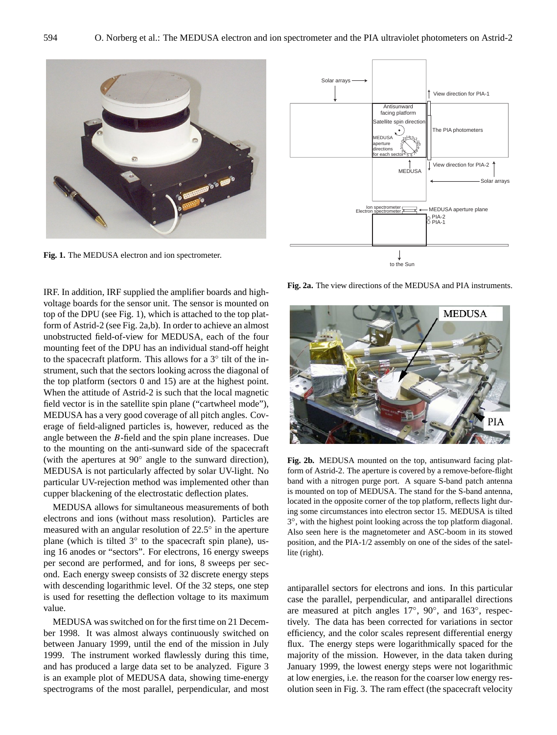Fig. 1. The MEDUSA electron and ion spectrometer.

Solar arrays

View direction for PIA-1

Antisunward facing platform

Satellite spin direction

The PIA photometers

MEDUSA aperture directions for each sector

MEDUSA

View direction for PIA-2

Solar arrays

Ion spectrometer

Electron spectrometer

MEDUSA aperture plane

PIA-2

PIA-1

to the Sun

**Fig. 2a.** The view directions of the MEDUSA and PIA instruments.

MEDUSA

PIA

**Fig. 2b.** MEDUSA mounted on the top, antisunward facing platform of Astrid-2. The aperture is covered by a remove-before-flight band with a nitrogen purge port. A square S-band patch antenna is mounted on top of MEDUSA. The stand for the S-band antenna, located in the opposite corner of the top platform, reflects light during some circumstances into electron sector 15. MEDUSA is tilted 3°, with the highest point looking across the top platform diagonal. Also seen here is the magnetometer and ASC-boom in its stowed position, and the PIA-1/2 assembly on one of the sides of the satellite (right).

IRF. In addition, IRF supplied the amplifier boards and high-voltage boards for the sensor unit. The sensor is mounted on top of the DPU (see Fig. 1), which is attached to the top platform of Astrid-2 (see Fig. 2a,b). In order to achieve an almost unobstructed field-of-view for MEDUSA, each of the four mounting feet of the DPU has an individual stand-off height to the spacecraft platform. This allows for a 3° tilt of the instrument, such that the sectors looking across the diagonal of the top platform (sectors 0 and 15) are at the highest point. When the attitude of Astrid-2 is such that the local magnetic field vector is in the satellite spin plane ("cartwheel mode"), MEDUSA has a very good coverage of all pitch angles. Coverage of field-aligned particles is, however, reduced as the angle between the $B$-field and the spin plane increases. Due to the mounting on the anti-sunward side of the spacecraft (with the apertures at 90° angle to the sunward direction), MEDUSA is not particularly affected by solar UV-light. No particular UV-rejection method was implemented other than cupper blackening of the electrostatic deflection plates.

MEDUSA allows for simultaneous measurements of both electrons and ions (without mass resolution). Particles are measured with an angular resolution of 22.5° in the aperture plane (which is tilted 3° to the spacecraft spin plane), using 16 anodes or "sectors". For electrons, 16 energy sweeps per second are performed, and for ions, 8 sweeps per second. Each energy sweep consists of 32 discrete energy steps with descending logarithmic level. Of the 32 steps, one step is used for resetting the deflection voltage to its maximum value.

MEDUSA was switched on for the first time on 21 December 1998. It was almost always continuously switched on between January 1999, until the end of the mission in July 1999. The instrument worked flawlessly during this time, and has produced a large data set to be analyzed. Figure 3 is an example plot of MEDUSA data, showing time-energy spectrograms of the most parallel, perpendicular, and most antiparallel sectors for electrons and ions. In this particular case the parallel, perpendicular, and antiparallel directions are measured at pitch angles 17°, 90°, and 163°, respectively. The data has been corrected for variations in sector efficiency, and the color scales represent differential energy flux. The energy steps were logarithmically spaced for the majority of the mission. However, in the data taken during January 1999, the lowest energy steps were not logarithmic at low energies, i.e. the reason for the coarser low energy resolution seen in Fig. 3. The ram effect (the spacecraft velocity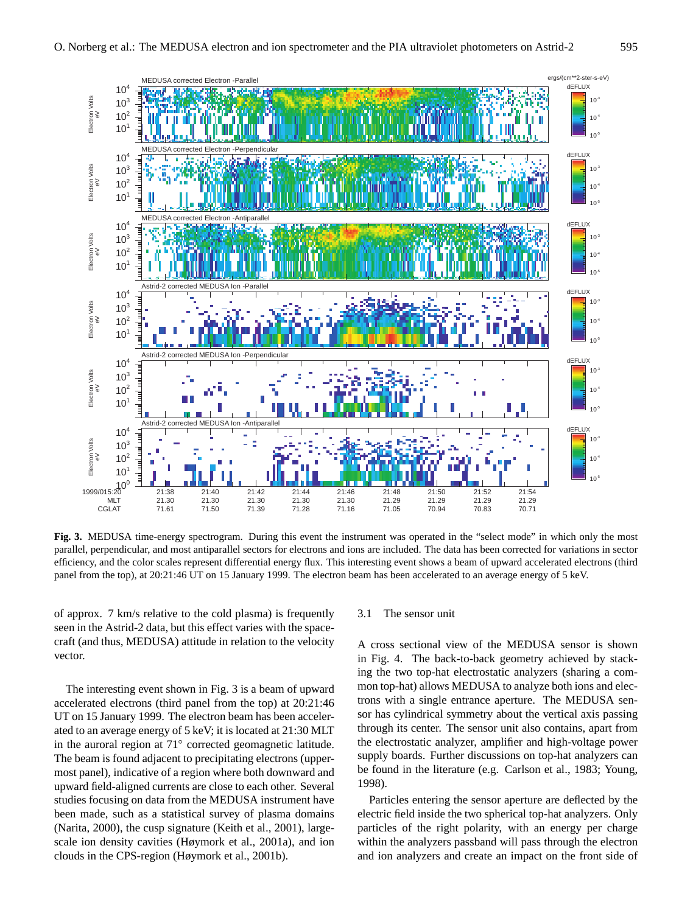MEDUSA corrected Electron -Parallel
MEDUSA corrected Electron -Perpendicular
MEDUSA corrected Electron -Antiparallel
Astrid-2 corrected MEDUSA Ion -Parallel
Astrid-2 corrected MEDUSA Ion -Perpendicular
Astrid-2 corrected MEDUSA Ion -Antiparallel

Electron Volts eV

ergs/(cm**2-ster-s-eV)
dEFLUX

1999/015:20 21:38 21:40 21:42 21:44 21:46 21:48 21:50 21:52 21:54
MLT 21.30 21.30 21.30 21.30 21.30 21.29 21.29 21.29 21.29
CGLAT 71.61 71.50 71.39 71.28 71.16 71.05 70.94 70.83 70.71

**Fig. 3.** MEDUSA time-energy spectrogram. During this event the instrument was operated in the "select mode" in which only the most parallel, perpendicular, and most antiparallel sectors for electrons and ions are included. The data has been corrected for variations in sector efficiency, and the color scales represent differential energy flux. This interesting event shows a beam of upward accelerated electrons (third panel from the top), at 20:21:46 UT on 15 January 1999. The electron beam has been accelerated to an average energy of 5 keV.

of approx. 7 km/s relative to the cold plasma) is frequently seen in the Astrid-2 data, but this effect varies with the spacecraft (and thus, MEDUSA) attitude in relation to the velocity vector.

The interesting event shown in Fig. 3 is a beam of upward accelerated electrons (third panel from the top) at 20:21:46 UT on 15 January 1999. The electron beam has been accelerated to an average energy of 5 keV; it is located at 21:30 MLT in the auroral region at 71° corrected geomagnetic latitude. The beam is found adjacent to precipitating electrons (uppermost panel), indicative of a region where both downward and upward field-aligned currents are close to each other. Several studies focusing on data from the MEDUSA instrument have been made, such as a statistical survey of plasma domains (Narita, 2000), the cusp signature (Keith et al., 2001), large-scale ion density cavities (Høymork et al., 2001a), and ion clouds in the CPS-region (Høymork et al., 2001b).

### 3.1 The sensor unit

A cross sectional view of the MEDUSA sensor is shown in Fig. 4. The back-to-back geometry achieved by stacking the two top-hat electrostatic analyzers (sharing a common top-hat) allows MEDUSA to analyze both ions and electrons with a single entrance aperture. The MEDUSA sensor has cylindrical symmetry about the vertical axis passing through its center. The sensor unit also contains, apart from the electrostatic analyzer, amplifier and high-voltage power supply boards. Further discussions on top-hat analyzers can be found in the literature (e.g. Carlson et al., 1983; Young, 1998).

Particles entering the sensor aperture are deflected by the electric field inside the two spherical top-hat analyzers. Only particles of the right polarity, with an energy per charge within the analyzers passband will pass through the electron and ion analyzers and create an impact on the front side of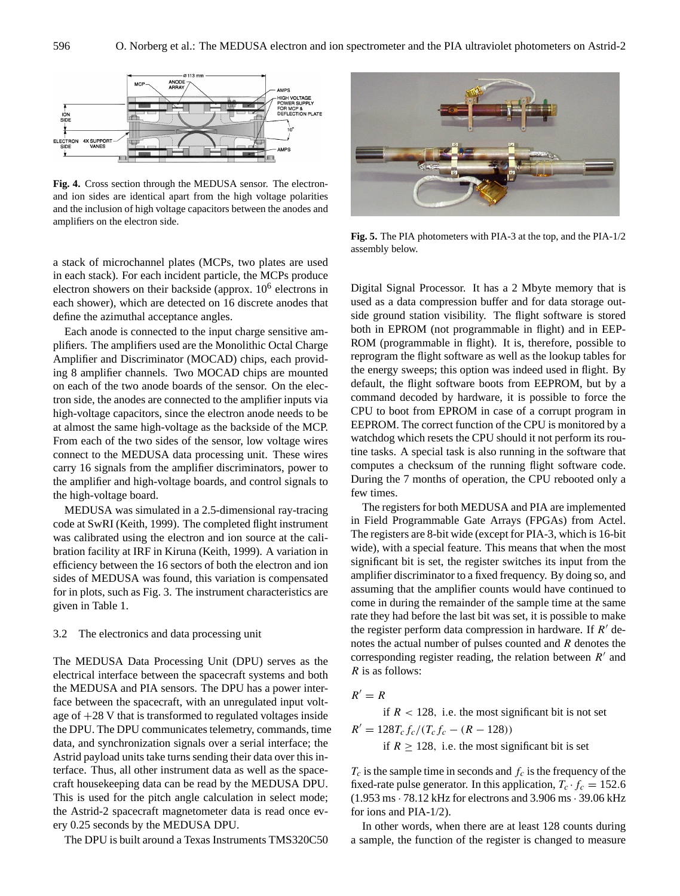**Fig. 4.** Cross section through the MEDUSA sensor. The electron- and ion sides are identical apart from the high voltage polarities and the inclusion of high voltage capacitors between the anodes and amplifiers on the electron side.

**Fig. 5.** The PIA photometers with PIA-3 at the top, and the PIA-1/2 assembly below.

a stack of microchannel plates (MCPs, two plates are used in each stack). For each incident particle, the MCPs produce electron showers on their backside (approx. $10^6$ electrons in each shower), which are detected on 16 discrete anodes that define the azimuthal acceptance angles.

Each anode is connected to the input charge sensitive amplifiers. The amplifiers used are the Monolithic Octal Charge Amplifier and Discriminator (MOCAD) chips, each providing 8 amplifier channels. Two MOCAD chips are mounted on each of the two anode boards of the sensor. On the electron side, the anodes are connected to the amplifier inputs via high-voltage capacitors, since the electron anode needs to be at almost the same high-voltage as the backside of the MCP. From each of the two sides of the sensor, low voltage wires connect to the MEDUSA data processing unit. These wires carry 16 signals from the amplifier discriminators, power to the amplifier and high-voltage boards, and control signals to the high-voltage board.

MEDUSA was simulated in a 2.5-dimensional ray-tracing code at SwRI (Keith, 1999). The completed flight instrument was calibrated using the electron and ion source at the calibration facility at IRF in Kiruna (Keith, 1999). A variation in efficiency between the 16 sectors of both the electron and ion sides of MEDUSA was found, this variation is compensated for in plots, such as Fig. 3. The instrument characteristics are given in Table 1.

### 3.2 The electronics and data processing unit

The MEDUSA Data Processing Unit (DPU) serves as the electrical interface between the spacecraft systems and both the MEDUSA and PIA sensors. The DPU has a power interface between the spacecraft, with an unregulated input voltage of +28 V that is transformed to regulated voltages inside the DPU. The DPU communicates telemetry, commands, time data, and synchronization signals over a serial interface; the Astrid payload units take turns sending their data over this interface. Thus, all other instrument data as well as the spacecraft housekeeping data can be read by the MEDUSA DPU. This is used for the pitch angle calculation in select mode; the Astrid-2 spacecraft magnetometer data is read once every 0.25 seconds by the MEDUSA DPU.

The DPU is built around a Texas Instruments TMS320C50 Digital Signal Processor. It has a 2 Mbyte memory that is used as a data compression buffer and for data storage outside ground station visibility. The flight software is stored both in EPROM (not programmable in flight) and in EEPROM (programmable in flight). It is, therefore, possible to reprogram the flight software as well as the lookup tables for the energy sweeps; this option was indeed used in flight. By default, the flight software boots from EEPROM, but by a command decoded by hardware, it is possible to force the CPU to boot from EPROM in case of a corrupt program in EEPROM. The correct function of the CPU is monitored by a watchdog which resets the CPU should it not perform its routine tasks. A special task is also running in the software that computes a checksum of the running flight software code. During the 7 months of operation, the CPU rebooted only a few times.

The registers for both MEDUSA and PIA are implemented in Field Programmable Gate Arrays (FPGAs) from Actel. The registers are 8-bit wide (except for PIA-3, which is 16-bit wide), with a special feature. This means that when the most significant bit is set, the register switches its input from the amplifier discriminator to a fixed frequency. By doing so, and assuming that the amplifier counts would have continued to come in during the remainder of the sample time at the same rate they had before the last bit was set, it is possible to make the register perform data compression in hardware. If $R'$ denotes the actual number of pulses counted and $R$ denotes the corresponding register reading, the relation between $R'$ and $R$ is as follows:

$$R' = R \quad \text{if } R < 128, \text{ i.e. the most significant bit is not set}$$

$$R' = 128 T_c f_c / (T_c f_c - (R - 128)) \quad \text{if } R \geq 128, \text{ i.e. the most significant bit is set}$$

$T_c$ is the sample time in seconds and $f_c$ is the frequency of the fixed-rate pulse generator. In this application, $T_c \cdot f_c = 152.6$ ($1.953\text{ ms} \cdot 78.12\text{ kHz}$ for electrons and $3.906\text{ ms} \cdot 39.06\text{ kHz}$ for ions and PIA-1/2).

In other words, when there are at least 128 counts during a sample, the function of the register is changed to measure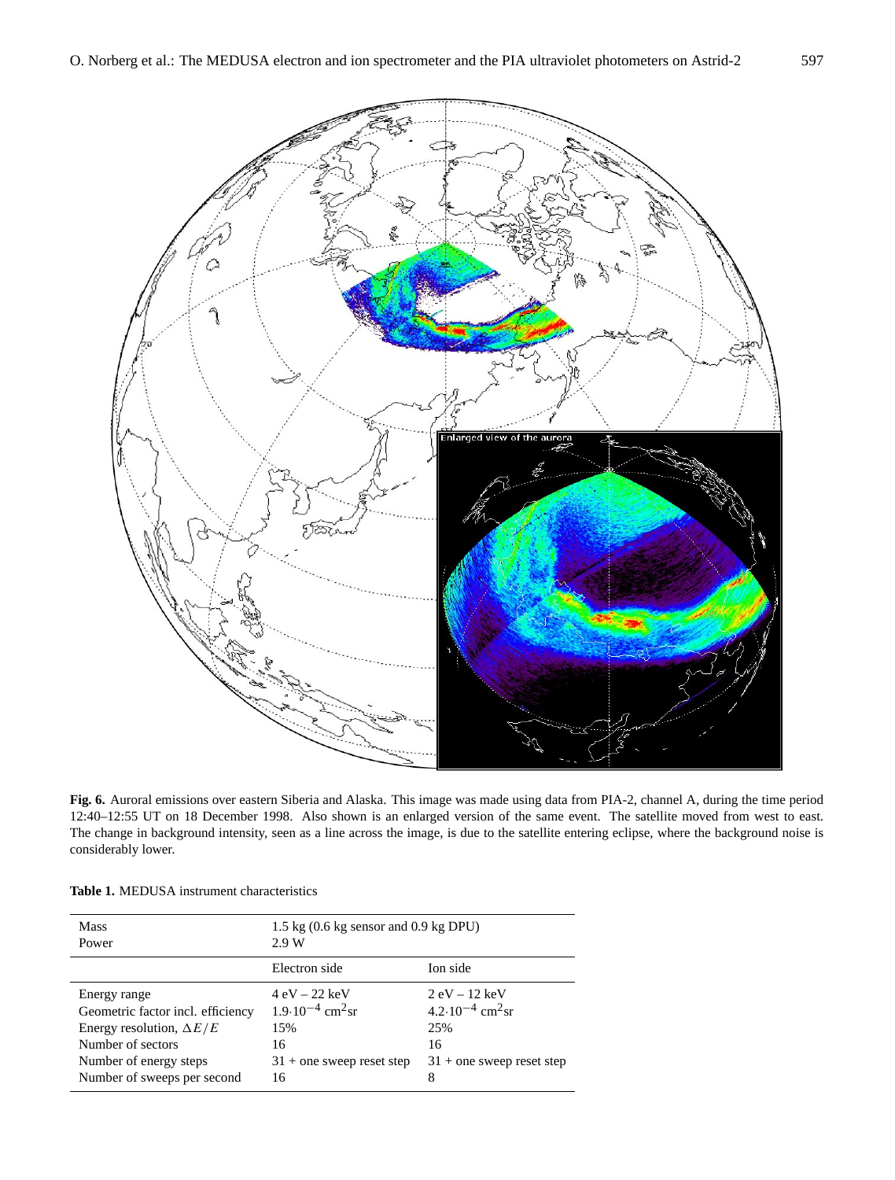Enlarged view of the aurora

**Fig. 6.** Auroral emissions over eastern Siberia and Alaska. This image was made using data from PIA-2, channel A, during the time period 12:40–12:55 UT on 18 December 1998. Also shown is an enlarged version of the same event. The satellite moved from west to east. The change in background intensity, seen as a line across the image, is due to the satellite entering eclipse, where the background noise is considerably lower.

**Table 1.** MEDUSA instrument characteristics

| | | |
|---|---|---|
| Mass | 1.5 kg (0.6 kg sensor and 0.9 kg DPU) | |
| Power | 2.9 W | |
| | Electron side | Ion side |
| Energy range | 4 eV – 22 keV | 2 eV – 12 keV |
| Geometric factor incl. efficiency | $1.9 \cdot 10^{-4}$ cm$^2$sr | $4.2 \cdot 10^{-4}$ cm$^2$sr |
| Energy resolution, $\Delta E/E$ | 15% | 25% |
| Number of sectors | 16 | 16 |
| Number of energy steps | 31 + one sweep reset step | 31 + one sweep reset step |
| Number of sweeps per second | 16 | 8 |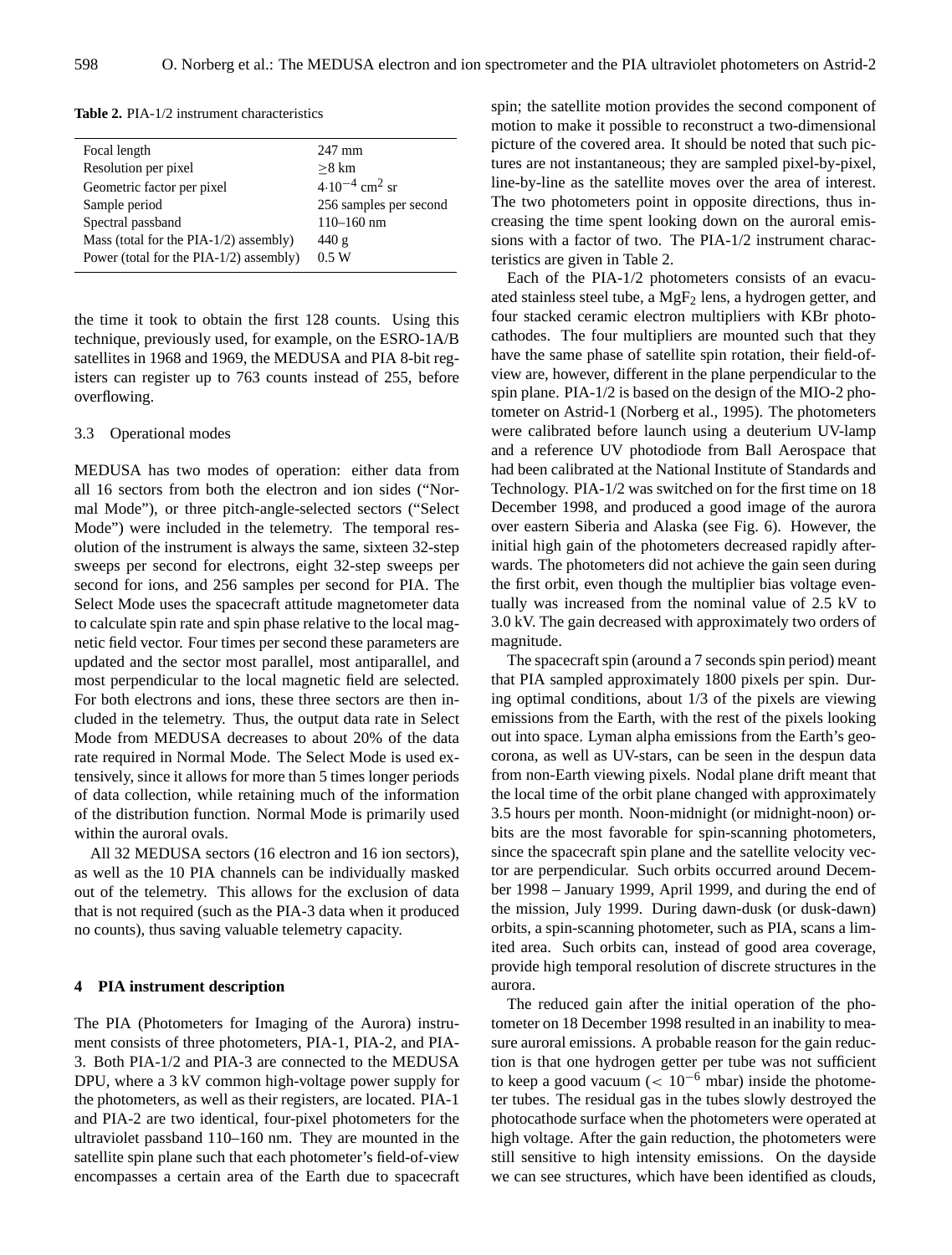**Table 2.** PIA-1/2 instrument characteristics

| | |
|---|---|
| Focal length | 247 mm |
| Resolution per pixel | ≥8 km |
| Geometric factor per pixel | $4 \cdot 10^{-4}$ cm$^2$ sr |
| Sample period | 256 samples per second |
| Spectral passband | 110–160 nm |
| Mass (total for the PIA-1/2) assembly) | 440 g |
| Power (total for the PIA-1/2) assembly) | 0.5 W |

the time it took to obtain the first 128 counts. Using this technique, previously used, for example, on the ESRO-1A/B satellites in 1968 and 1969, the MEDUSA and PIA 8-bit registers can register up to 763 counts instead of 255, before overflowing.

### 3.3 Operational modes

MEDUSA has two modes of operation: either data from all 16 sectors from both the electron and ion sides ("Normal Mode"), or three pitch-angle-selected sectors ("Select Mode") were included in the telemetry. The temporal resolution of the instrument is always the same, sixteen 32-step sweeps per second for electrons, eight 32-step sweeps per second for ions, and 256 samples per second for PIA. The Select Mode uses the spacecraft attitude magnetometer data to calculate spin rate and spin phase relative to the local magnetic field vector. Four times per second these parameters are updated and the sector most parallel, most antiparallel, and most perpendicular to the local magnetic field are selected. For both electrons and ions, these three sectors are then included in the telemetry. Thus, the output data rate in Select Mode from MEDUSA decreases to about 20% of the data rate required in Normal Mode. The Select Mode is used extensively, since it allows for more than 5 times longer periods of data collection, while retaining much of the information of the distribution function. Normal Mode is primarily used within the auroral ovals.

All 32 MEDUSA sectors (16 electron and 16 ion sectors), as well as the 10 PIA channels can be individually masked out of the telemetry. This allows for the exclusion of data that is not required (such as the PIA-3 data when it produced no counts), thus saving valuable telemetry capacity.

## 4 PIA instrument description

The PIA (Photometers for Imaging of the Aurora) instrument consists of three photometers, PIA-1, PIA-2, and PIA-3. Both PIA-1/2 and PIA-3 are connected to the MEDUSA DPU, where a 3 kV common high-voltage power supply for the photometers, as well as their registers, are located. PIA-1 and PIA-2 are two identical, four-pixel photometers for the ultraviolet passband 110–160 nm. They are mounted in the satellite spin plane such that each photometer's field-of-view encompasses a certain area of the Earth due to spacecraft spin; the satellite motion provides the second component of motion to make it possible to reconstruct a two-dimensional picture of the covered area. It should be noted that such pictures are not instantaneous; they are sampled pixel-by-pixel, line-by-line as the satellite moves over the area of interest. The two photometers point in opposite directions, thus increasing the time spent looking down on the auroral emissions with a factor of two. The PIA-1/2 instrument characteristics are given in Table 2.

Each of the PIA-1/2 photometers consists of an evacuated stainless steel tube, a $MgF_2$ lens, a hydrogen getter, and four stacked ceramic electron multipliers with KBr photocathodes. The four multipliers are mounted such that they have the same phase of satellite spin rotation, their field-of-view are, however, different in the plane perpendicular to the spin plane. PIA-1/2 is based on the design of the MIO-2 photometer on Astrid-1 (Norberg et al., 1995). The photometers were calibrated before launch using a deuterium UV-lamp and a reference UV photodiode from Ball Aerospace that had been calibrated at the National Institute of Standards and Technology. PIA-1/2 was switched on for the first time on 18 December 1998, and produced a good image of the aurora over eastern Siberia and Alaska (see Fig. 6). However, the initial high gain of the photometers decreased rapidly afterwards. The photometers did not achieve the gain seen during the first orbit, even though the multiplier bias voltage eventually was increased from the nominal value of 2.5 kV to 3.0 kV. The gain decreased with approximately two orders of magnitude.

The spacecraft spin (around a 7 seconds spin period) meant that PIA sampled approximately 1800 pixels per spin. During optimal conditions, about 1/3 of the pixels are viewing emissions from the Earth, with the rest of the pixels looking out into space. Lyman alpha emissions from the Earth's geocorona, as well as UV-stars, can be seen in the despun data from non-Earth viewing pixels. Nodal plane drift meant that the local time of the orbit plane changed with approximately 3.5 hours per month. Noon-midnight (or midnight-noon) orbits are the most favorable for spin-scanning photometers, since the spacecraft spin plane and the satellite velocity vector are perpendicular. Such orbits occurred around December 1998 – January 1999, April 1999, and during the end of the mission, July 1999. During dawn-dusk (or dusk-dawn) orbits, a spin-scanning photometer, such as PIA, scans a limited area. Such orbits can, instead of good area coverage, provide high temporal resolution of discrete structures in the aurora.

The reduced gain after the initial operation of the photometer on 18 December 1998 resulted in an inability to measure auroral emissions. A probable reason for the gain reduction is that one hydrogen getter per tube was not sufficient to keep a good vacuum ($< 10^{-6}$ mbar) inside the photometer tubes. The residual gas in the tubes slowly destroyed the photocathode surface when the photometers were operated at high voltage. After the gain reduction, the photometers were still sensitive to high intensity emissions. On the dayside we can see structures, which have been identified as clouds,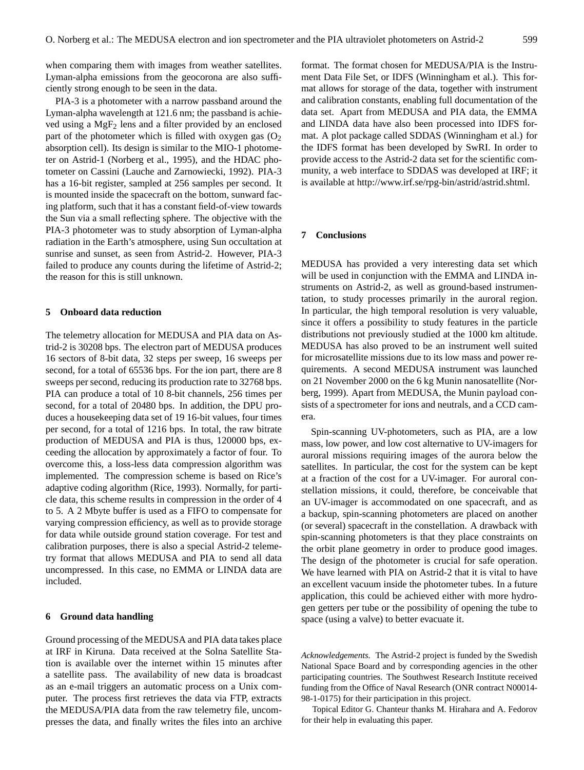when comparing them with images from weather satellites. Lyman-alpha emissions from the geocorona are also sufficiently strong enough to be seen in the data.

PIA-3 is a photometer with a narrow passband around the Lyman-alpha wavelength at 121.6 nm; the passband is achieved using a $MgF_2$ lens and a filter provided by an enclosed part of the photometer which is filled with oxygen gas ($O_2$ absorption cell). Its design is similar to the MIO-1 photometer on Astrid-1 (Norberg et al., 1995), and the HDAC photometer on Cassini (Lauche and Zarnowiecki, 1992). PIA-3 has a 16-bit register, sampled at 256 samples per second. It is mounted inside the spacecraft on the bottom, sunward facing platform, such that it has a constant field-of-view towards the Sun via a small reflecting sphere. The objective with the PIA-3 photometer was to study absorption of Lyman-alpha radiation in the Earth's atmosphere, using Sun occultation at sunrise and sunset, as seen from Astrid-2. However, PIA-3 failed to produce any counts during the lifetime of Astrid-2; the reason for this is still unknown.

## 5 Onboard data reduction

The telemetry allocation for MEDUSA and PIA data on Astrid-2 is 30208 bps. The electron part of MEDUSA produces 16 sectors of 8-bit data, 32 steps per sweep, 16 sweeps per second, for a total of 65536 bps. For the ion part, there are 8 sweeps per second, reducing its production rate to 32768 bps. PIA can produce a total of 10 8-bit channels, 256 times per second, for a total of 20480 bps. In addition, the DPU produces a housekeeping data set of 19 16-bit values, four times per second, for a total of 1216 bps. In total, the raw bitrate production of MEDUSA and PIA is thus, 120000 bps, exceeding the allocation by approximately a factor of four. To overcome this, a loss-less data compression algorithm was implemented. The compression scheme is based on Rice's adaptive coding algorithm (Rice, 1993). Normally, for particle data, this scheme results in compression in the order of 4 to 5. A 2 Mbyte buffer is used as a FIFO to compensate for varying compression efficiency, as well as to provide storage for data while outside ground station coverage. For test and calibration purposes, there is also a special Astrid-2 telemetry format that allows MEDUSA and PIA to send all data uncompressed. In this case, no EMMA or LINDA data are included.

## 6 Ground data handling

Ground processing of the MEDUSA and PIA data takes place at IRF in Kiruna. Data received at the Solna Satellite Station is available over the internet within 15 minutes after a satellite pass. The availability of new data is broadcast as an e-mail triggers an automatic process on a Unix computer. The process first retrieves the data via FTP, extracts the MEDUSA/PIA data from the raw telemetry file, uncompresses the data, and finally writes the files into an archive format. The format chosen for MEDUSA/PIA is the Instrument Data File Set, or IDFS (Winningham et al.). This format allows for storage of the data, together with instrument and calibration constants, enabling full documentation of the data set. Apart from MEDUSA and PIA data, the EMMA and LINDA data have also been processed into IDFS format. A plot package called SDDAS (Winningham et al.) for the IDFS format has been developed by SwRI. In order to provide access to the Astrid-2 data set for the scientific community, a web interface to SDDAS was developed at IRF; it is available at http://www.irf.se/rpg-bin/astrid/astrid.shtml.

## 7 Conclusions

MEDUSA has provided a very interesting data set which will be used in conjunction with the EMMA and LINDA instruments on Astrid-2, as well as ground-based instrumentation, to study processes primarily in the auroral region. In particular, the high temporal resolution is very valuable, since it offers a possibility to study features in the particle distributions not previously studied at the 1000 km altitude. MEDUSA has also proved to be an instrument well suited for microsatellite missions due to its low mass and power requirements. A second MEDUSA instrument was launched on 21 November 2000 on the 6 kg Munin nanosatellite (Norberg, 1999). Apart from MEDUSA, the Munin payload consists of a spectrometer for ions and neutrals, and a CCD camera.

Spin-scanning UV-photometers, such as PIA, are a low mass, low power, and low cost alternative to UV-imagers for auroral missions requiring images of the aurora below the satellites. In particular, the cost for the system can be kept at a fraction of the cost for a UV-imager. For auroral constellation missions, it could, therefore, be conceivable that an UV-imager is accommodated on one spacecraft, and as a backup, spin-scanning photometers are placed on another (or several) spacecraft in the constellation. A drawback with spin-scanning photometers is that they place constraints on the orbit plane geometry in order to produce good images. The design of the photometer is crucial for safe operation. We have learned with PIA on Astrid-2 that it is vital to have an excellent vacuum inside the photometer tubes. In a future application, this could be achieved either with more hydrogen getters per tube or the possibility of opening the tube to space (using a valve) to better evacuate it.

*Acknowledgements.* The Astrid-2 project is funded by the Swedish National Space Board and by corresponding agencies in the other participating countries. The Southwest Research Institute received funding from the Office of Naval Research (ONR contract N00014-98-1-0175) for their participation in this project.

Topical Editor G. Chanteur thanks M. Hirahara and A. Fedorov for their help in evaluating this paper.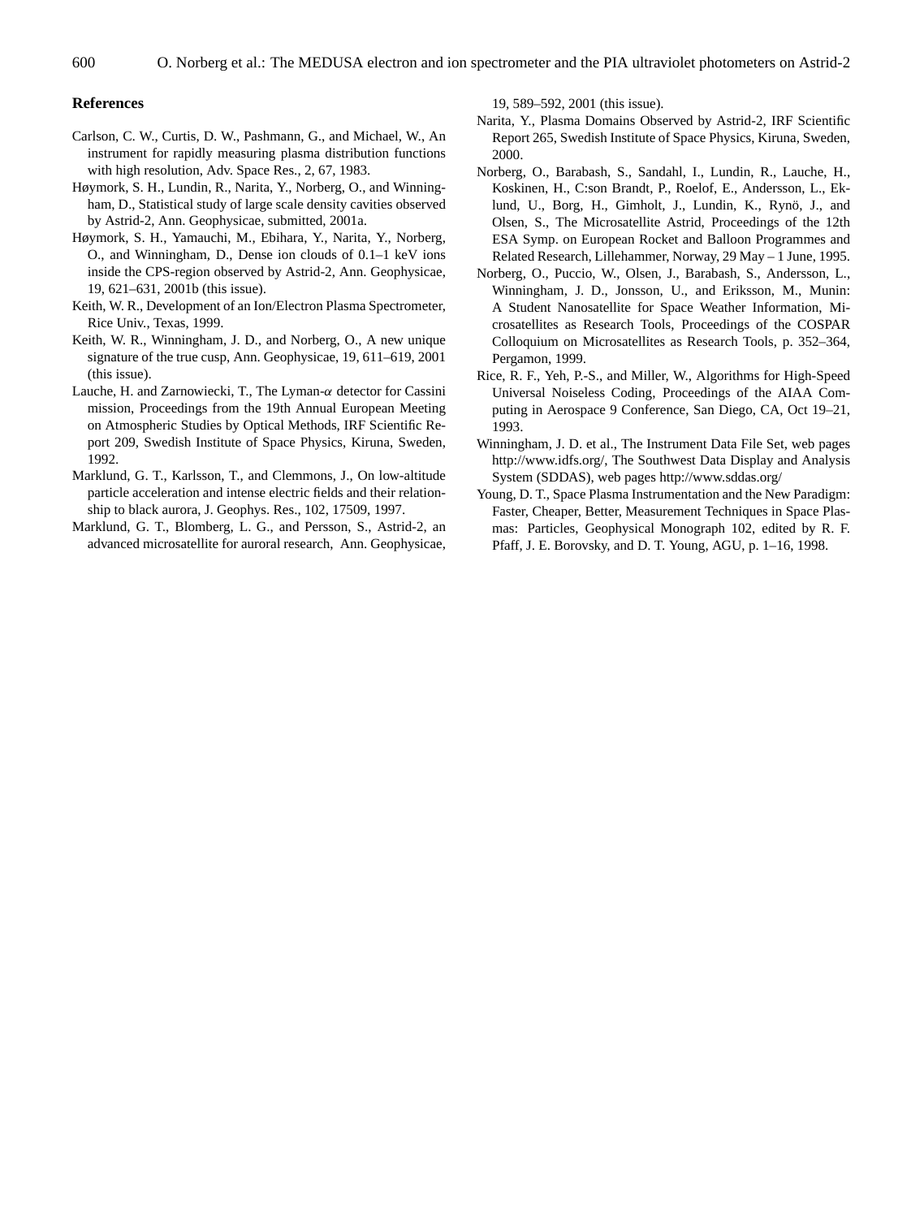## References

Carlson, C. W., Curtis, D. W., Pashmann, G., and Michael, W., An instrument for rapidly measuring plasma distribution functions with high resolution, Adv. Space Res., 2, 67, 1983.

Høymork, S. H., Lundin, R., Narita, Y., Norberg, O., and Winningham, D., Statistical study of large scale density cavities observed by Astrid-2, Ann. Geophysicae, submitted, 2001a.

Høymork, S. H., Yamauchi, M., Ebihara, Y., Narita, Y., Norberg, O., and Winningham, D., Dense ion clouds of 0.1–1 keV ions inside the CPS-region observed by Astrid-2, Ann. Geophysicae, 19, 621–631, 2001b (this issue).

Keith, W. R., Development of an Ion/Electron Plasma Spectrometer, Rice Univ., Texas, 1999.

Keith, W. R., Winningham, J. D., and Norberg, O., A new unique signature of the true cusp, Ann. Geophysicae, 19, 611–619, 2001 (this issue).

Lauche, H. and Zarnowiecki, T., The Lyman-$\alpha$ detector for Cassini mission, Proceedings from the 19th Annual European Meeting on Atmospheric Studies by Optical Methods, IRF Scientific Report 209, Swedish Institute of Space Physics, Kiruna, Sweden, 1992.

Marklund, G. T., Karlsson, T., and Clemmons, J., On low-altitude particle acceleration and intense electric fields and their relationship to black aurora, J. Geophys. Res., 102, 17509, 1997.

Marklund, G. T., Blomberg, L. G., and Persson, S., Astrid-2, an advanced microsatellite for auroral research, Ann. Geophysicae, 19, 589–592, 2001 (this issue).

Narita, Y., Plasma Domains Observed by Astrid-2, IRF Scientific Report 265, Swedish Institute of Space Physics, Kiruna, Sweden, 2000.

Norberg, O., Barabash, S., Sandahl, I., Lundin, R., Lauche, H., Koskinen, H., C:son Brandt, P., Roelof, E., Andersson, L., Eklund, U., Borg, H., Gimholt, J., Lundin, K., Rynö, J., and Olsen, S., The Microsatellite Astrid, Proceedings of the 12th ESA Symp. on European Rocket and Balloon Programmes and Related Research, Lillehammer, Norway, 29 May – 1 June, 1995.

Norberg, O., Puccio, W., Olsen, J., Barabash, S., Andersson, L., Winningham, J. D., Jonsson, U., and Eriksson, M., Munin: A Student Nanosatellite for Space Weather Information, Microsatellites as Research Tools, Proceedings of the COSPAR Colloquium on Microsatellites as Research Tools, p. 352–364, Pergamon, 1999.

Rice, R. F., Yeh, P.-S., and Miller, W., Algorithms for High-Speed Universal Noiseless Coding, Proceedings of the AIAA Computing in Aerospace 9 Conference, San Diego, CA, Oct 19–21, 1993.

Winningham, J. D. et al., The Instrument Data File Set, web pages http://www.idfs.org/, The Southwest Data Display and Analysis System (SDDAS), web pages http://www.sddas.org/

Young, D. T., Space Plasma Instrumentation and the New Paradigm: Faster, Cheaper, Better, Measurement Techniques in Space Plasmas: Particles, Geophysical Monograph 102, edited by R. F. Pfaff, J. E. Borovsky, and D. T. Young, AGU, p. 1–16, 1998.